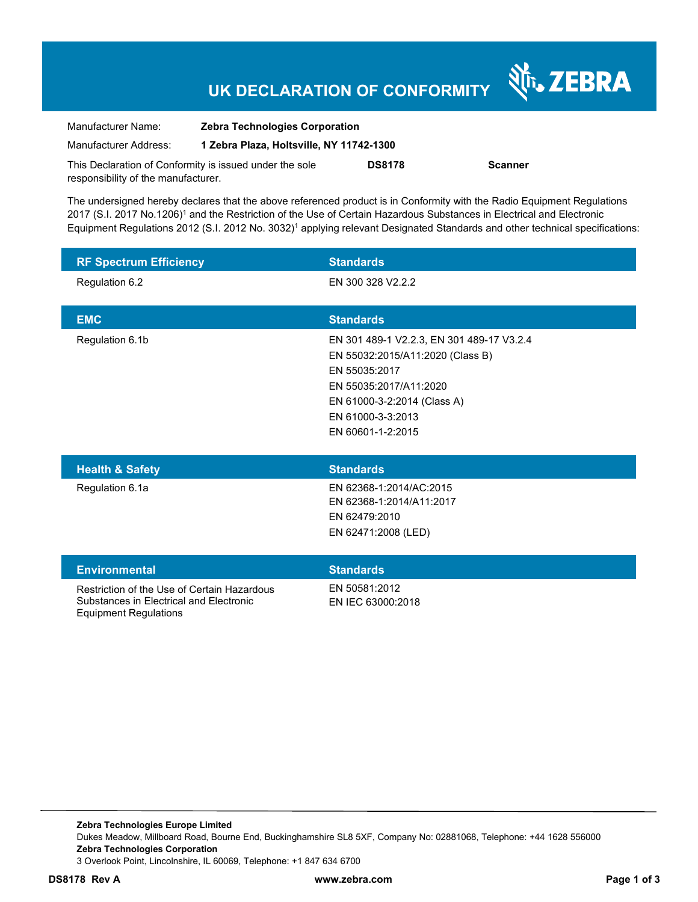# UK DECLARATION OF CONFORMITY

ZEBRA

| | |
|---|---|
| Manufacturer Name: | **Zebra Technologies Corporation** |
| Manufacturer Address: | **1 Zebra Plaza, Holtsville, NY 11742-1300** |

This Declaration of Conformity is issued under the sole responsibility of the manufacturer. **DS8178** **Scanner**

The undersigned hereby declares that the above referenced product is in Conformity with the Radio Equipment Regulations 2017 (S.I. 2017 No.1206)[1] and the Restriction of the Use of Certain Hazardous Substances in Electrical and Electronic Equipment Regulations 2012 (S.I. 2012 No. 3032)[1] applying relevant Designated Standards and other technical specifications:

| RF Spectrum Efficiency | Standards |
|---|---|
| Regulation 6.2 | EN 300 328 V2.2.2 |

| EMC | Standards |
|---|---|
| Regulation 6.1b | EN 301 489-1 V2.2.3, EN 301 489-17 V3.2.4<br>EN 55032:2015/A11:2020 (Class B)<br>EN 55035:2017<br>EN 55035:2017/A11:2020<br>EN 61000-3-2:2014 (Class A)<br>EN 61000-3-3:2013<br>EN 60601-1-2:2015 |

| Health & Safety | Standards |
|---|---|
| Regulation 6.1a | EN 62368-1:2014/AC:2015<br>EN 62368-1:2014/A11:2017<br>EN 62479:2010<br>EN 62471:2008 (LED) |

| Environmental | Standards |
|---|---|
| Restriction of the Use of Certain Hazardous Substances in Electrical and Electronic Equipment Regulations | EN 50581:2012<br>EN IEC 63000:2018 |

**Zebra Technologies Europe Limited**
Dukes Meadow, Millboard Road, Bourne End, Buckinghamshire SL8 5XF, Company No: 02881068, Telephone: +44 1628 556000
**Zebra Technologies Corporation**
3 Overlook Point, Lincolnshire, IL 60069, Telephone: +1 847 634 6700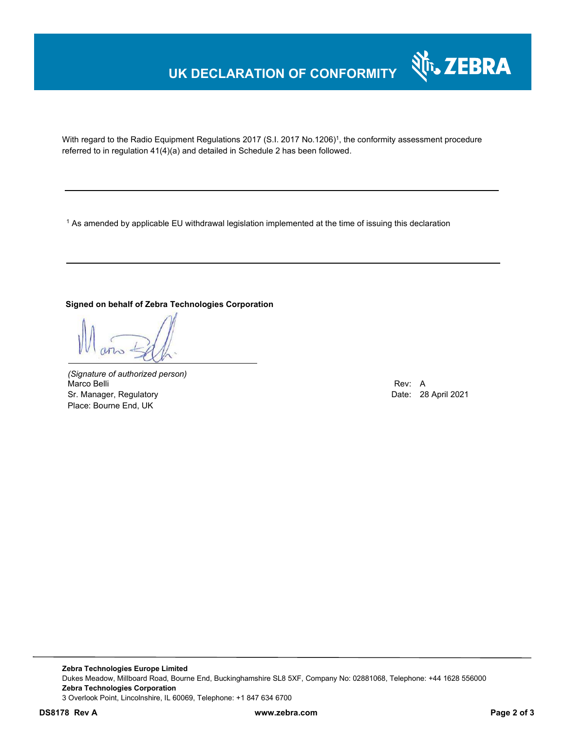# UK DECLARATION OF CONFORMITY

With regard to the Radio Equipment Regulations 2017 (S.I. 2017 No.1206)[1], the conformity assessment procedure referred to in regulation 41(4)(a) and detailed in Schedule 2 has been followed.

---

[1] As amended by applicable EU withdrawal legislation implemented at the time of issuing this declaration

---

**Signed on behalf of Zebra Technologies Corporation**

*(Signature of authorized person)*
Marco Belli
Sr. Manager, Regulatory
Place: Bourne End, UK

Rev: A
Date: 28 April 2021

---

**Zebra Technologies Europe Limited**
Dukes Meadow, Millboard Road, Bourne End, Buckinghamshire SL8 5XF, Company No: 02881068, Telephone: +44 1628 556000
**Zebra Technologies Corporation**
3 Overlook Point, Lincolnshire, IL 60069, Telephone: +1 847 634 6700

**DS8178 Rev A** www.zebra.com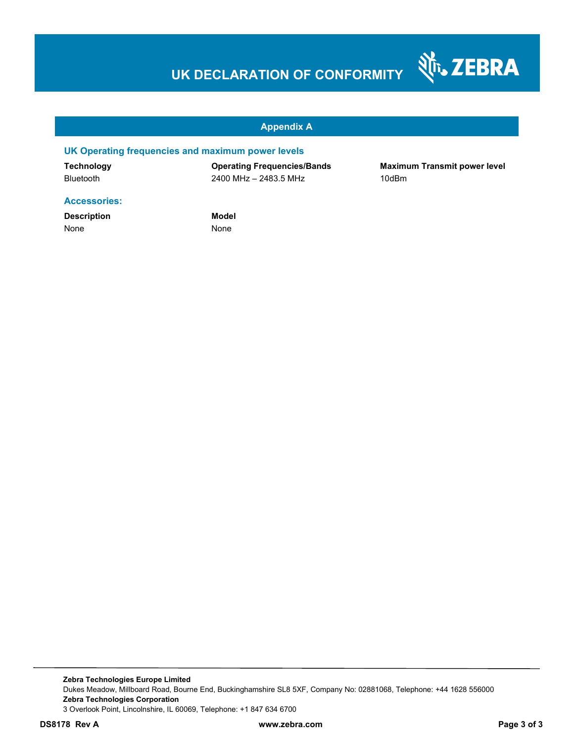# UK DECLARATION OF CONFORMITY

## Appendix A

### UK Operating frequencies and maximum power levels

| Technology | Operating Frequencies/Bands | Maximum Transmit power level |
|---|---|---|
| Bluetooth | 2400 MHz – 2483.5 MHz | 10dBm |

### Accessories:

| Description | Model |
|---|---|
| None | None |

**Zebra Technologies Europe Limited**
Dukes Meadow, Millboard Road, Bourne End, Buckinghamshire SL8 5XF, Company No: 02881068, Telephone: +44 1628 556000
**Zebra Technologies Corporation**
3 Overlook Point, Lincolnshire, IL 60069, Telephone: +1 847 634 6700

**DS8178 Rev A** www.zebra.com